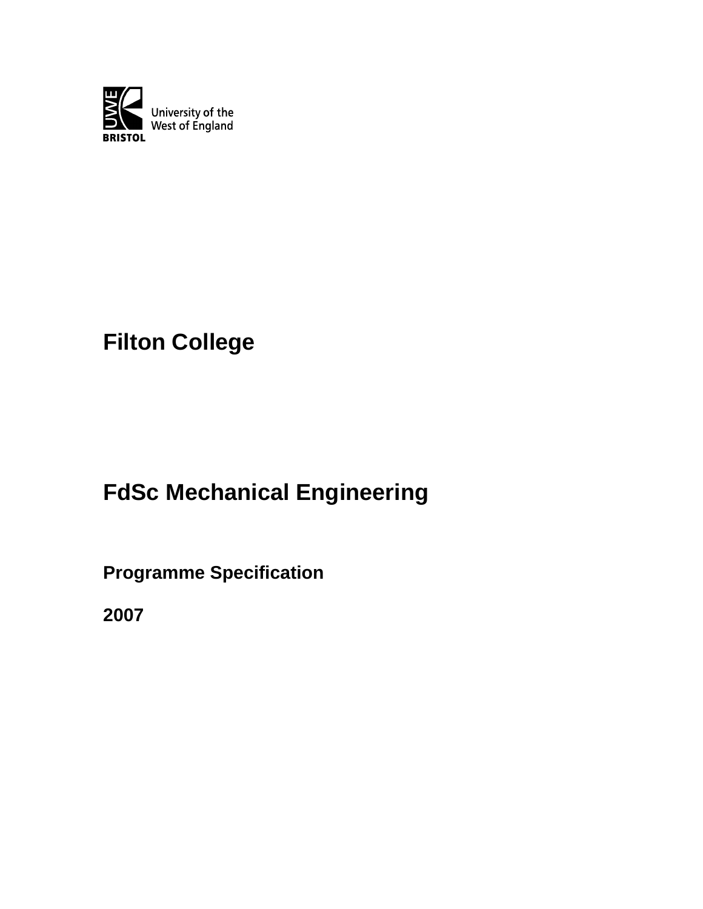University of the West of England

BRISTOL

# Filton College

# FdSc Mechanical Engineering

## Programme Specification

## 2007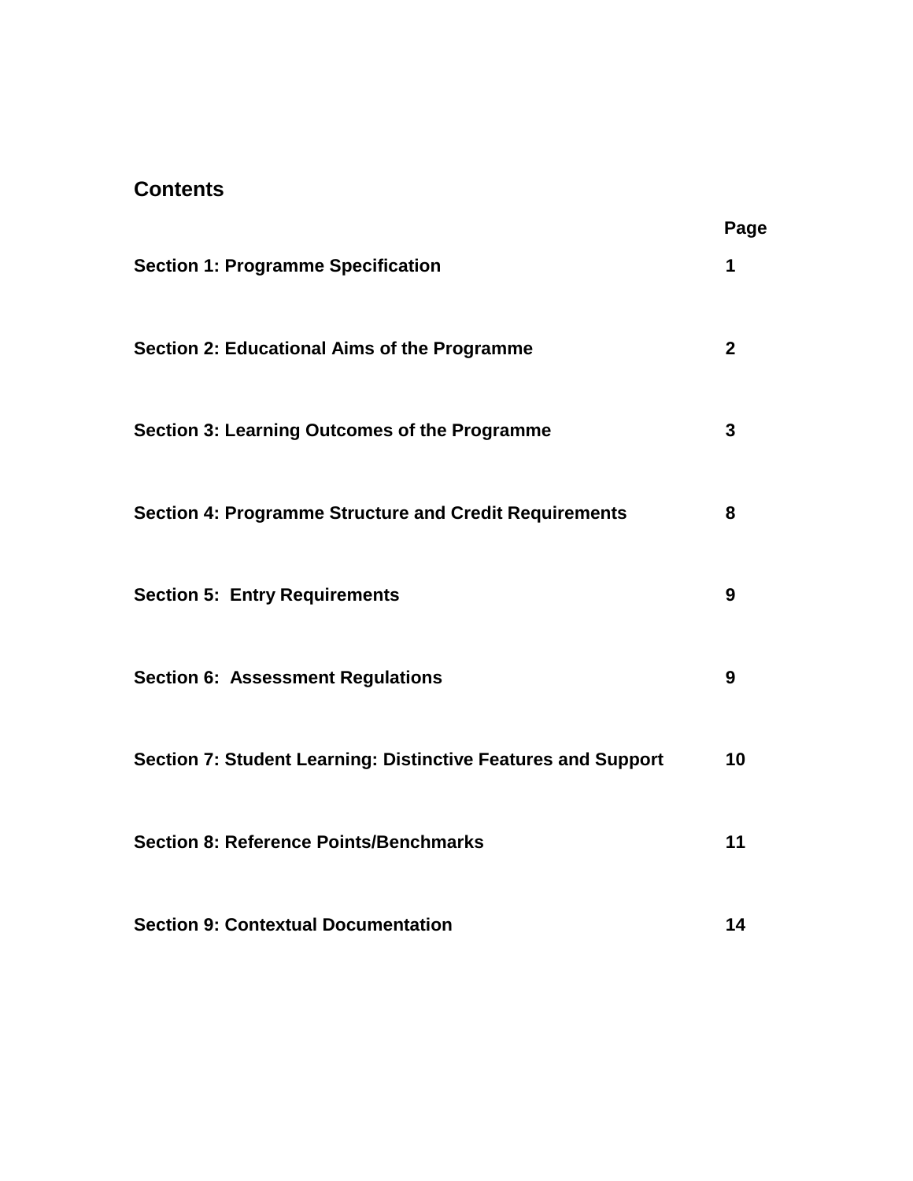## Contents

| | Page |
|---|---|
| **Section 1: Programme Specification** | **1** |
| **Section 2: Educational Aims of the Programme** | **2** |
| **Section 3: Learning Outcomes of the Programme** | **3** |
| **Section 4: Programme Structure and Credit Requirements** | **8** |
| **Section 5: Entry Requirements** | **9** |
| **Section 6: Assessment Regulations** | **9** |
| **Section 7: Student Learning: Distinctive Features and Support** | **10** |
| **Section 8: Reference Points/Benchmarks** | **11** |
| **Section 9: Contextual Documentation** | **14** |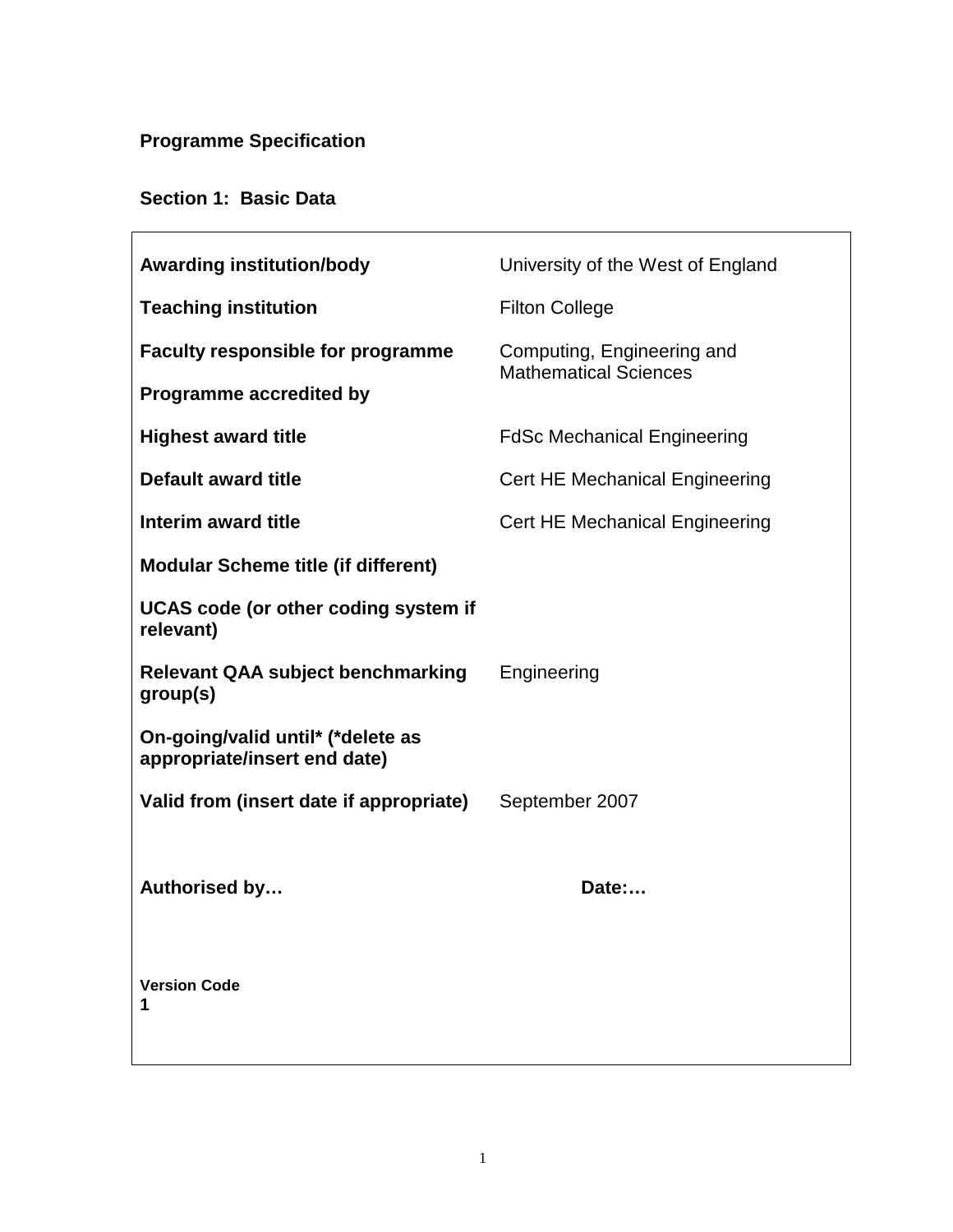**Programme Specification**

**Section 1: Basic Data**

| | |
|---|---|
| **Awarding institution/body** | University of the West of England |
| **Teaching institution** | Filton College |
| **Faculty responsible for programme** | Computing, Engineering and Mathematical Sciences |
| **Programme accredited by** | |
| **Highest award title** | FdSc Mechanical Engineering |
| **Default award title** | Cert HE Mechanical Engineering |
| **Interim award title** | Cert HE Mechanical Engineering |
| **Modular Scheme title (if different)** | |
| **UCAS code (or other coding system if relevant)** | |
| **Relevant QAA subject benchmarking group(s)** | Engineering |
| **On-going/valid until* (*delete as appropriate/insert end date)** | |
| **Valid from (insert date if appropriate)** | September 2007 |
| **Authorised by…** | **Date:…** |
| **Version Code** 1 | |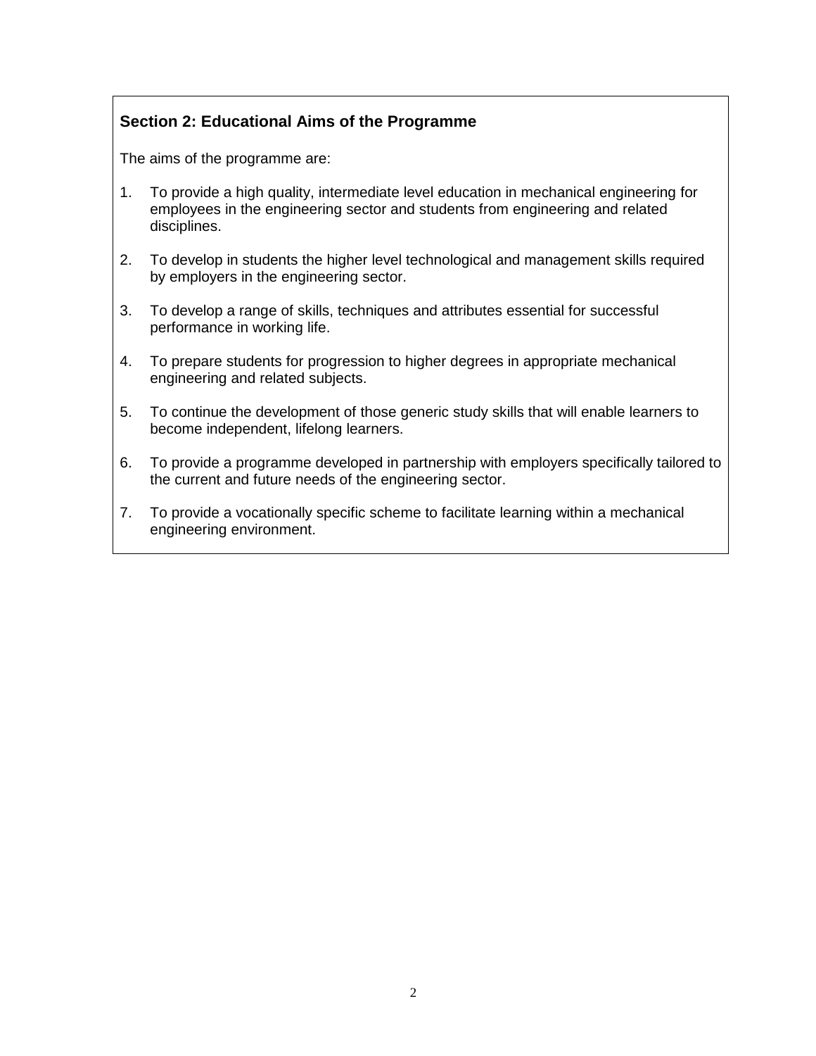## Section 2: Educational Aims of the Programme

The aims of the programme are:

1. To provide a high quality, intermediate level education in mechanical engineering for employees in the engineering sector and students from engineering and related disciplines.

2. To develop in students the higher level technological and management skills required by employers in the engineering sector.

3. To develop a range of skills, techniques and attributes essential for successful performance in working life.

4. To prepare students for progression to higher degrees in appropriate mechanical engineering and related subjects.

5. To continue the development of those generic study skills that will enable learners to become independent, lifelong learners.

6. To provide a programme developed in partnership with employers specifically tailored to the current and future needs of the engineering sector.

7. To provide a vocationally specific scheme to facilitate learning within a mechanical engineering environment.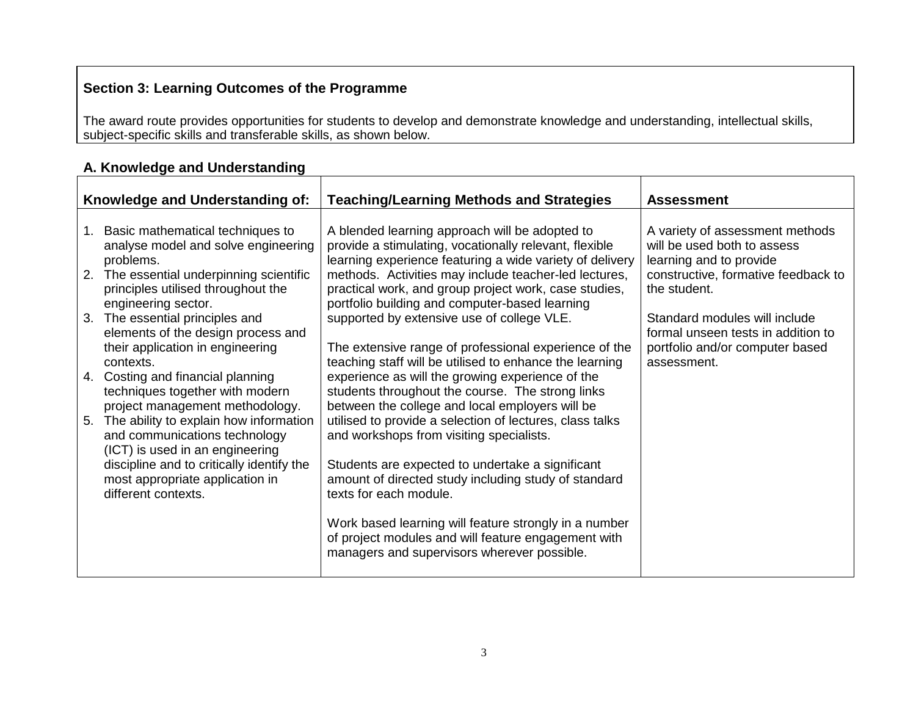## Section 3: Learning Outcomes of the Programme

The award route provides opportunities for students to develop and demonstrate knowledge and understanding, intellectual skills, subject-specific skills and transferable skills, as shown below.

### A. Knowledge and Understanding

| Knowledge and Understanding of: | Teaching/Learning Methods and Strategies | Assessment |
|---|---|---|
| 1. Basic mathematical techniques to analyse model and solve engineering problems.<br>2. The essential underpinning scientific principles utilised throughout the engineering sector.<br>3. The essential principles and elements of the design process and their application in engineering contexts.<br>4. Costing and financial planning techniques together with modern project management methodology.<br>5. The ability to explain how information and communications technology (ICT) is used in an engineering discipline and to critically identify the most appropriate application in different contexts. | A blended learning approach will be adopted to provide a stimulating, vocationally relevant, flexible learning experience featuring a wide variety of delivery methods. Activities may include teacher-led lectures, practical work, and group project work, case studies, portfolio building and computer-based learning supported by extensive use of college VLE.<br><br>The extensive range of professional experience of the teaching staff will be utilised to enhance the learning experience as will the growing experience of the students throughout the course. The strong links between the college and local employers will be utilised to provide a selection of lectures, class talks and workshops from visiting specialists.<br><br>Students are expected to undertake a significant amount of directed study including study of standard texts for each module.<br><br>Work based learning will feature strongly in a number of project modules and will feature engagement with managers and supervisors wherever possible. | A variety of assessment methods will be used both to assess learning and to provide constructive, formative feedback to the student.<br><br>Standard modules will include formal unseen tests in addition to portfolio and/or computer based assessment. |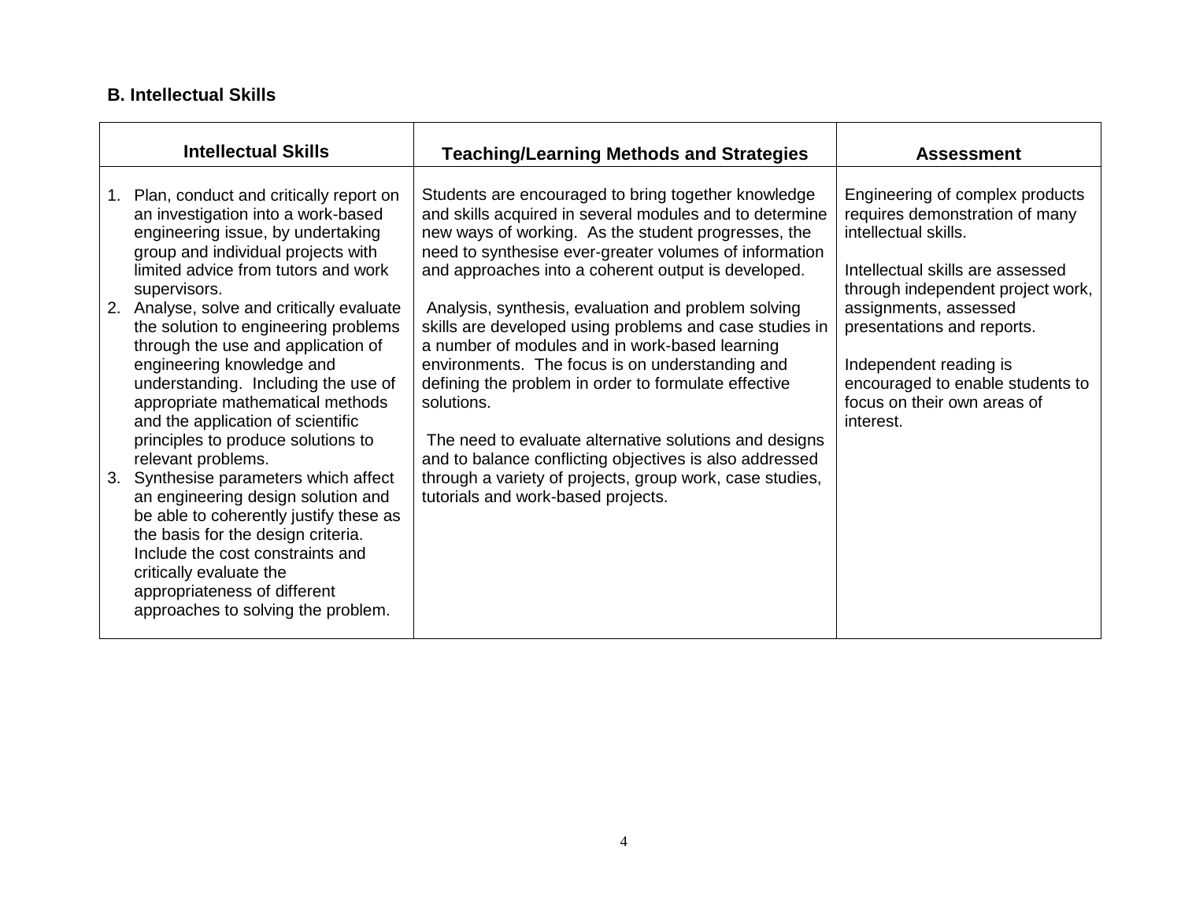**B. Intellectual Skills**

| Intellectual Skills | Teaching/Learning Methods and Strategies | Assessment |
|---|---|---|
| 1. Plan, conduct and critically report on an investigation into a work-based engineering issue, by undertaking group and individual projects with limited advice from tutors and work supervisors.<br>2. Analyse, solve and critically evaluate the solution to engineering problems through the use and application of engineering knowledge and understanding. Including the use of appropriate mathematical methods and the application of scientific principles to produce solutions to relevant problems.<br>3. Synthesise parameters which affect an engineering design solution and be able to coherently justify these as the basis for the design criteria. Include the cost constraints and critically evaluate the appropriateness of different approaches to solving the problem. | Students are encouraged to bring together knowledge and skills acquired in several modules and to determine new ways of working. As the student progresses, the need to synthesise ever-greater volumes of information and approaches into a coherent output is developed.<br><br>Analysis, synthesis, evaluation and problem solving skills are developed using problems and case studies in a number of modules and in work-based learning environments. The focus is on understanding and defining the problem in order to formulate effective solutions.<br><br>The need to evaluate alternative solutions and designs and to balance conflicting objectives is also addressed through a variety of projects, group work, case studies, tutorials and work-based projects. | Engineering of complex products requires demonstration of many intellectual skills.<br><br>Intellectual skills are assessed through independent project work, assignments, assessed presentations and reports.<br><br>Independent reading is encouraged to enable students to focus on their own areas of interest. |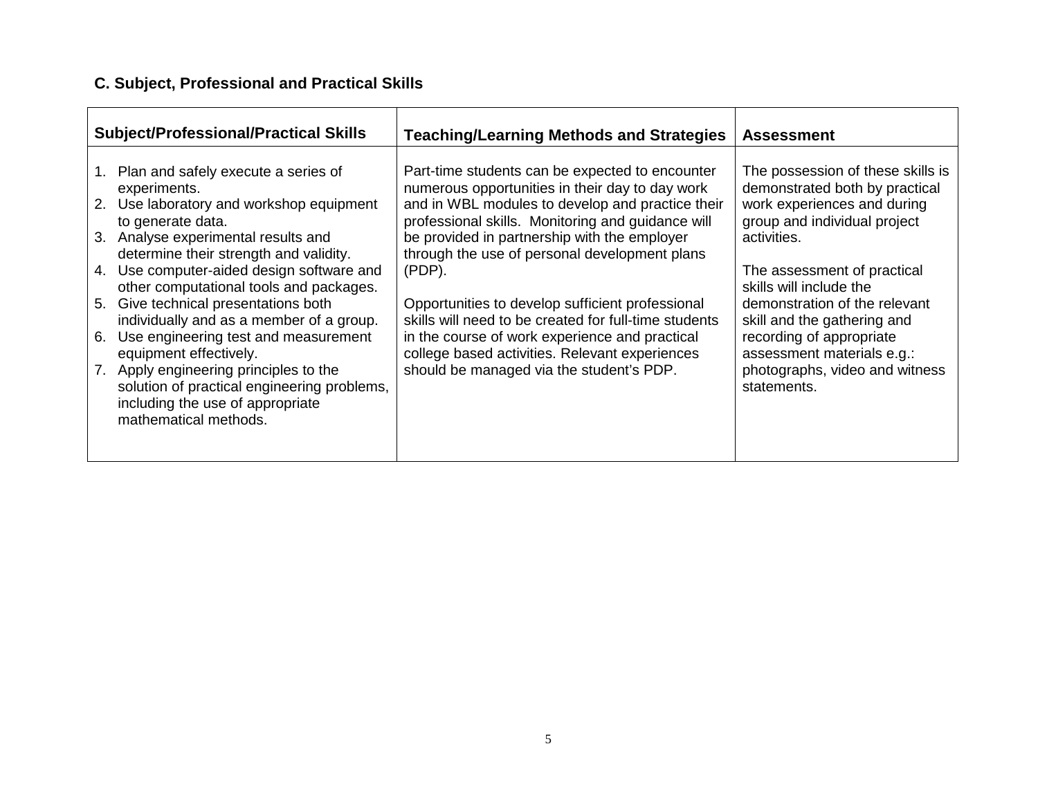### C. Subject, Professional and Practical Skills

| Subject/Professional/Practical Skills | Teaching/Learning Methods and Strategies | Assessment |
|---|---|---|
| 1. Plan and safely execute a series of experiments.<br>2. Use laboratory and workshop equipment to generate data.<br>3. Analyse experimental results and determine their strength and validity.<br>4. Use computer-aided design software and other computational tools and packages.<br>5. Give technical presentations both individually and as a member of a group.<br>6. Use engineering test and measurement equipment effectively.<br>7. Apply engineering principles to the solution of practical engineering problems, including the use of appropriate mathematical methods. | Part-time students can be expected to encounter numerous opportunities in their day to day work and in WBL modules to develop and practice their professional skills. Monitoring and guidance will be provided in partnership with the employer through the use of personal development plans (PDP).<br><br>Opportunities to develop sufficient professional skills will need to be created for full-time students in the course of work experience and practical college based activities. Relevant experiences should be managed via the student's PDP. | The possession of these skills is demonstrated both by practical work experiences and during group and individual project activities.<br><br>The assessment of practical skills will include the demonstration of the relevant skill and the gathering and recording of appropriate assessment materials e.g.: photographs, video and witness statements. |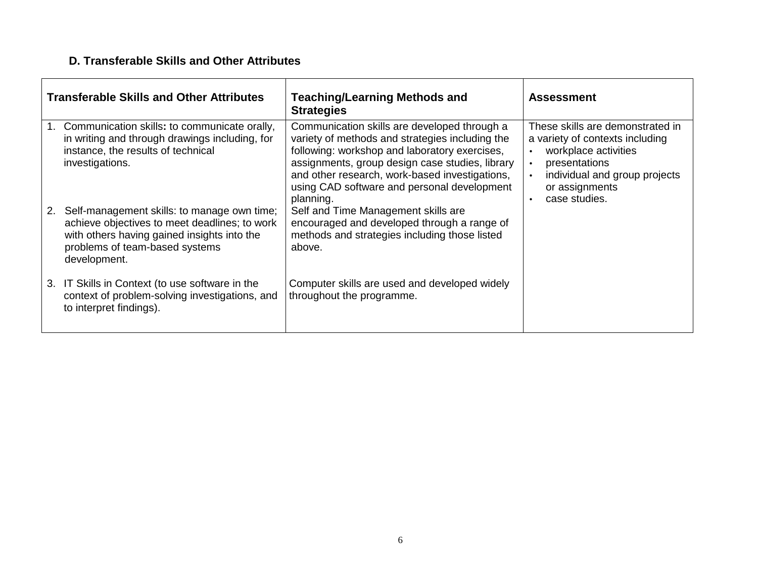### D. Transferable Skills and Other Attributes

| Transferable Skills and Other Attributes | Teaching/Learning Methods and Strategies | Assessment |
|---|---|---|
| 1. Communication skills**:** to communicate orally, in writing and through drawings including, for instance, the results of technical investigations. | Communication skills are developed through a variety of methods and strategies including the following: workshop and laboratory exercises, assignments, group design case studies, library and other research, work-based investigations, using CAD software and personal development planning. | These skills are demonstrated in a variety of contexts including<br>• workplace activities<br>• presentations<br>• individual and group projects or assignments<br>• case studies. |
| 2. Self-management skills: to manage own time; achieve objectives to meet deadlines; to work with others having gained insights into the problems of team-based systems development. | Self and Time Management skills are encouraged and developed through a range of methods and strategies including those listed above. | |
| 3. IT Skills in Context (to use software in the context of problem-solving investigations, and to interpret findings). | Computer skills are used and developed widely throughout the programme. | |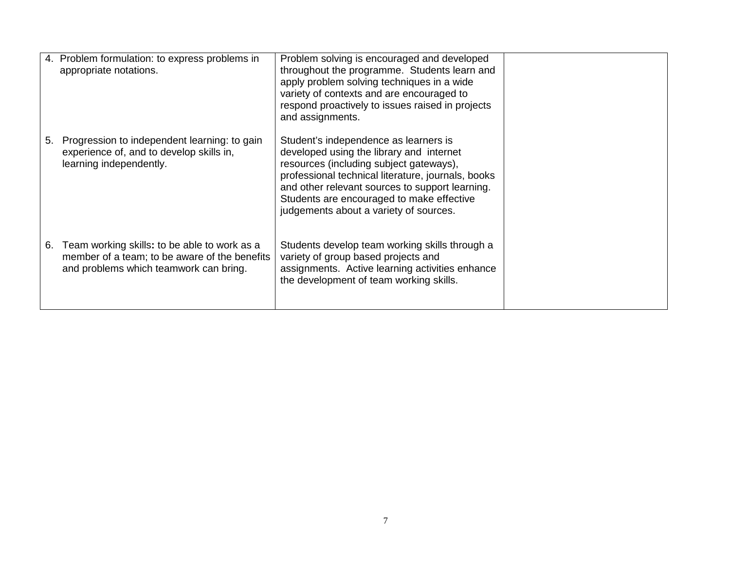| | | |
|---|---|---|
| 4. Problem formulation: to express problems in appropriate notations. | Problem solving is encouraged and developed throughout the programme. Students learn and apply problem solving techniques in a wide variety of contexts and are encouraged to respond proactively to issues raised in projects and assignments. | |
| 5. Progression to independent learning: to gain experience of, and to develop skills in, learning independently. | Student's independence as learners is developed using the library and internet resources (including subject gateways), professional technical literature, journals, books and other relevant sources to support learning. Students are encouraged to make effective judgements about a variety of sources. | |
| 6. Team working skills**:** to be able to work as a member of a team; to be aware of the benefits and problems which teamwork can bring. | Students develop team working skills through a variety of group based projects and assignments. Active learning activities enhance the development of team working skills. | |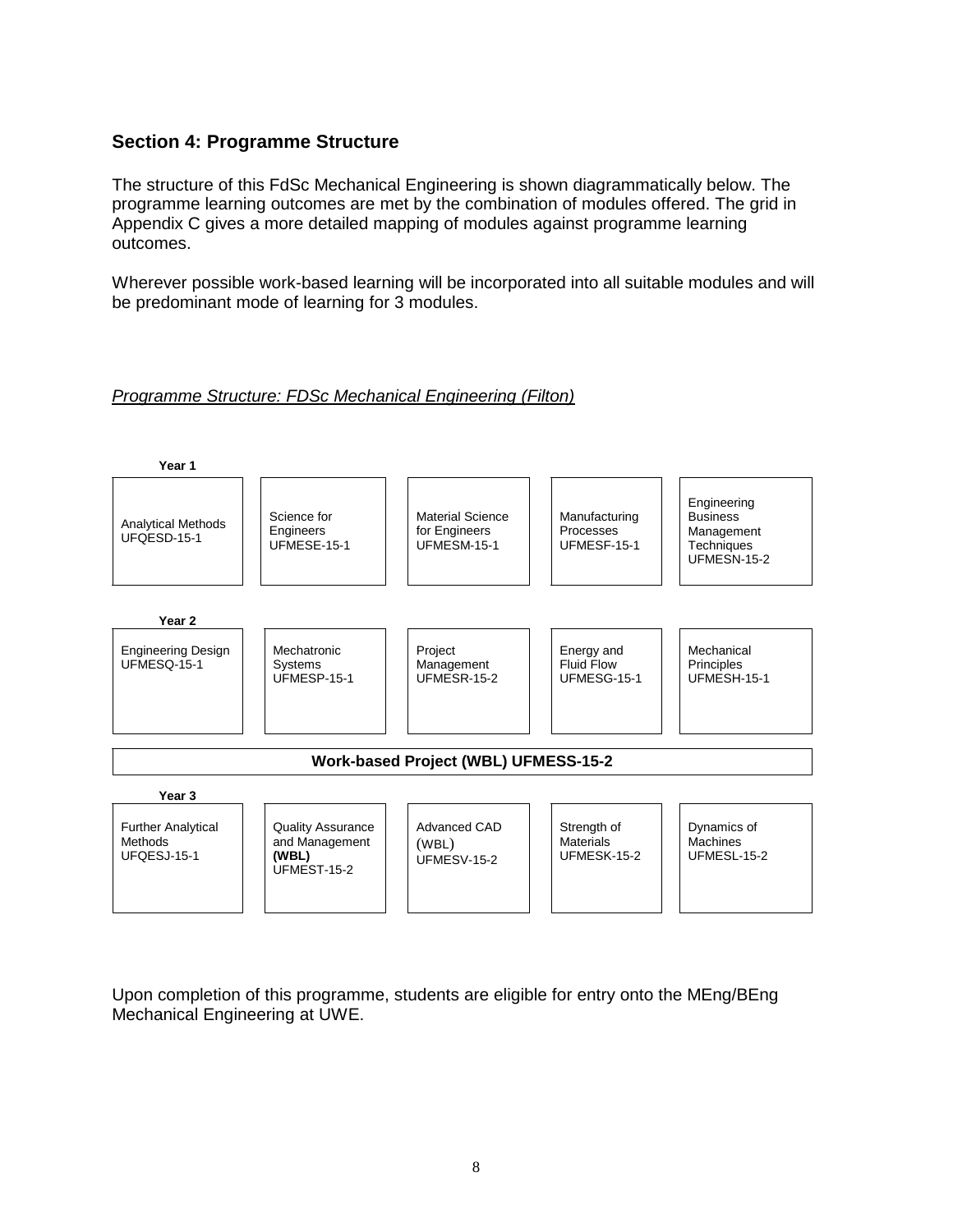## Section 4: Programme Structure

The structure of this FdSc Mechanical Engineering is shown diagrammatically below. The programme learning outcomes are met by the combination of modules offered. The grid in Appendix C gives a more detailed mapping of modules against programme learning outcomes.

Wherever possible work-based learning will be incorporated into all suitable modules and will be predominant mode of learning for 3 modules.

*Programme Structure: FDSc Mechanical Engineering (Filton)*

**Year 1**

| Analytical Methods UFQESD-15-1 | Science for Engineers UFMESE-15-1 | Material Science for Engineers UFMESM-15-1 | Manufacturing Processes UFMESF-15-1 | Engineering Business Management Techniques UFMESN-15-2 |
|---|---|---|---|---|

**Year 2**

| Engineering Design UFMESQ-15-1 | Mechatronic Systems UFMESP-15-1 | Project Management UFMESR-15-2 | Energy and Fluid Flow UFMESG-15-1 | Mechanical Principles UFMESH-15-1 |
|---|---|---|---|---|

**Work-based Project (WBL) UFMESS-15-2**

**Year 3**

| Further Analytical Methods UFQESJ-15-1 | Quality Assurance and Management **(WBL)** UFMEST-15-2 | Advanced CAD (WBL) UFMESV-15-2 | Strength of Materials UFMESK-15-2 | Dynamics of Machines UFMESL-15-2 |
|---|---|---|---|---|

Upon completion of this programme, students are eligible for entry onto the MEng/BEng Mechanical Engineering at UWE.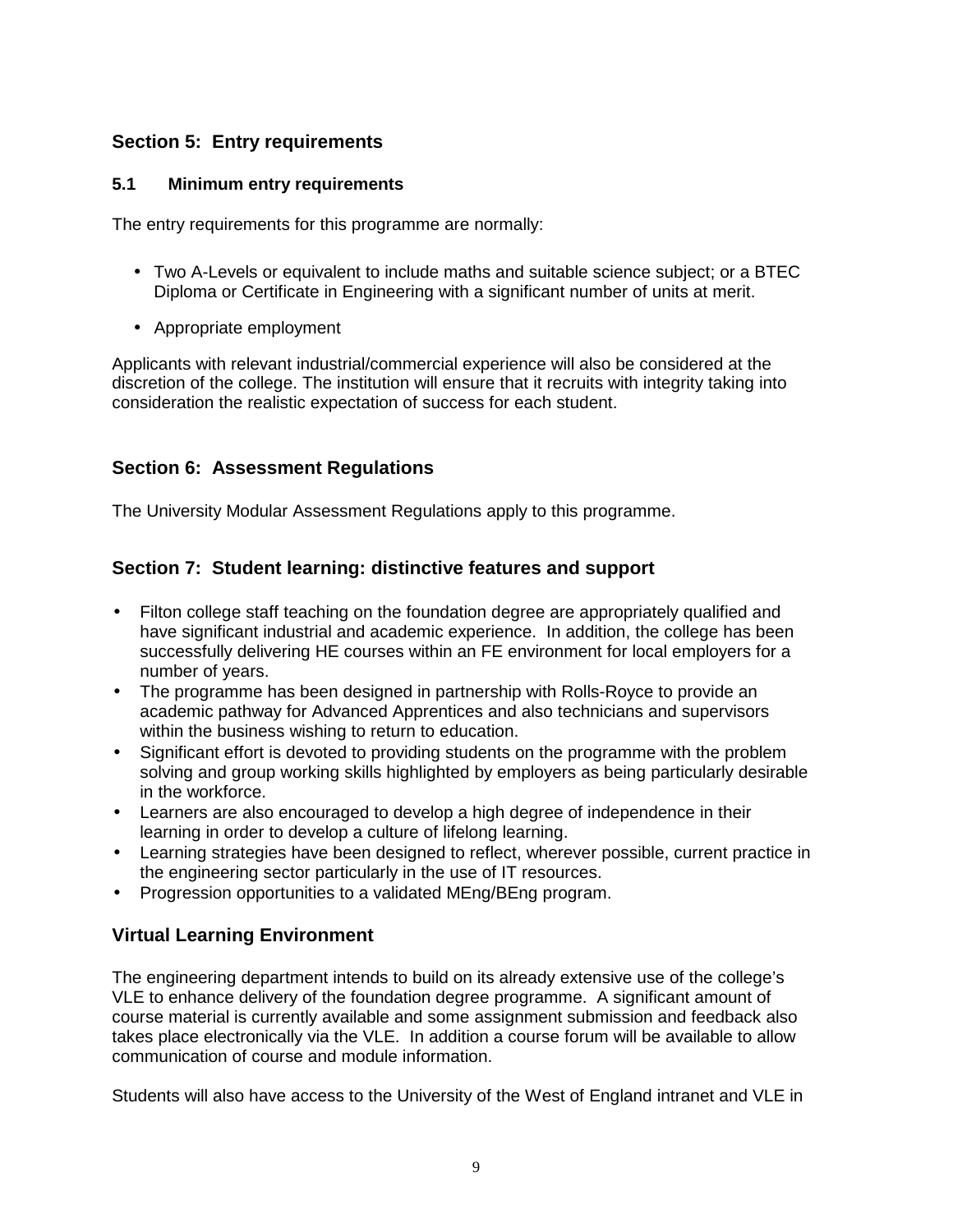## Section 5: Entry requirements

### 5.1 Minimum entry requirements

The entry requirements for this programme are normally:

- Two A-Levels or equivalent to include maths and suitable science subject; or a BTEC Diploma or Certificate in Engineering with a significant number of units at merit.
- Appropriate employment

Applicants with relevant industrial/commercial experience will also be considered at the discretion of the college. The institution will ensure that it recruits with integrity taking into consideration the realistic expectation of success for each student.

## Section 6: Assessment Regulations

The University Modular Assessment Regulations apply to this programme.

## Section 7: Student learning: distinctive features and support

- Filton college staff teaching on the foundation degree are appropriately qualified and have significant industrial and academic experience. In addition, the college has been successfully delivering HE courses within an FE environment for local employers for a number of years.
- The programme has been designed in partnership with Rolls-Royce to provide an academic pathway for Advanced Apprentices and also technicians and supervisors within the business wishing to return to education.
- Significant effort is devoted to providing students on the programme with the problem solving and group working skills highlighted by employers as being particularly desirable in the workforce.
- Learners are also encouraged to develop a high degree of independence in their learning in order to develop a culture of lifelong learning.
- Learning strategies have been designed to reflect, wherever possible, current practice in the engineering sector particularly in the use of IT resources.
- Progression opportunities to a validated MEng/BEng program.

## Virtual Learning Environment

The engineering department intends to build on its already extensive use of the college's VLE to enhance delivery of the foundation degree programme. A significant amount of course material is currently available and some assignment submission and feedback also takes place electronically via the VLE. In addition a course forum will be available to allow communication of course and module information.

Students will also have access to the University of the West of England intranet and VLE in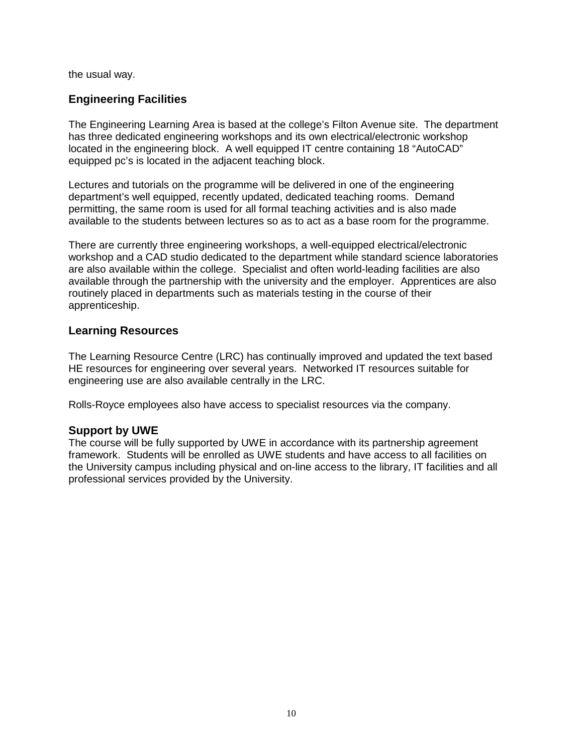the usual way.

## Engineering Facilities

The Engineering Learning Area is based at the college's Filton Avenue site. The department has three dedicated engineering workshops and its own electrical/electronic workshop located in the engineering block. A well equipped IT centre containing 18 "AutoCAD" equipped pc's is located in the adjacent teaching block.

Lectures and tutorials on the programme will be delivered in one of the engineering department's well equipped, recently updated, dedicated teaching rooms. Demand permitting, the same room is used for all formal teaching activities and is also made available to the students between lectures so as to act as a base room for the programme.

There are currently three engineering workshops, a well-equipped electrical/electronic workshop and a CAD studio dedicated to the department while standard science laboratories are also available within the college. Specialist and often world-leading facilities are also available through the partnership with the university and the employer. Apprentices are also routinely placed in departments such as materials testing in the course of their apprenticeship.

## Learning Resources

The Learning Resource Centre (LRC) has continually improved and updated the text based HE resources for engineering over several years. Networked IT resources suitable for engineering use are also available centrally in the LRC.

Rolls-Royce employees also have access to specialist resources via the company.

## Support by UWE

The course will be fully supported by UWE in accordance with its partnership agreement framework. Students will be enrolled as UWE students and have access to all facilities on the University campus including physical and on-line access to the library, IT facilities and all professional services provided by the University.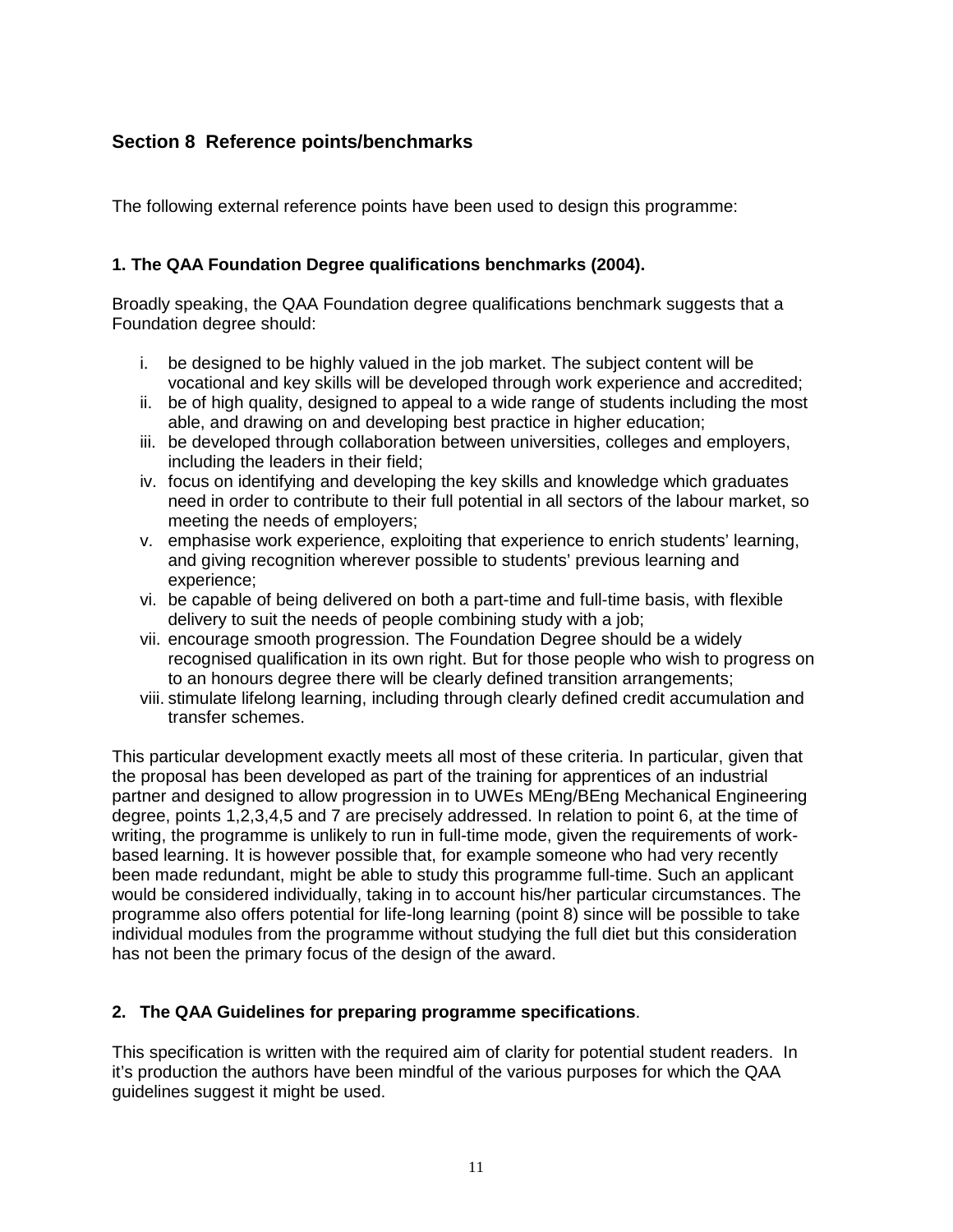## Section 8 Reference points/benchmarks

The following external reference points have been used to design this programme:

### 1. The QAA Foundation Degree qualifications benchmarks (2004).

Broadly speaking, the QAA Foundation degree qualifications benchmark suggests that a Foundation degree should:

i. be designed to be highly valued in the job market. The subject content will be vocational and key skills will be developed through work experience and accredited;
ii. be of high quality, designed to appeal to a wide range of students including the most able, and drawing on and developing best practice in higher education;
iii. be developed through collaboration between universities, colleges and employers, including the leaders in their field;
iv. focus on identifying and developing the key skills and knowledge which graduates need in order to contribute to their full potential in all sectors of the labour market, so meeting the needs of employers;
v. emphasise work experience, exploiting that experience to enrich students' learning, and giving recognition wherever possible to students' previous learning and experience;
vi. be capable of being delivered on both a part-time and full-time basis, with flexible delivery to suit the needs of people combining study with a job;
vii. encourage smooth progression. The Foundation Degree should be a widely recognised qualification in its own right. But for those people who wish to progress on to an honours degree there will be clearly defined transition arrangements;
viii. stimulate lifelong learning, including through clearly defined credit accumulation and transfer schemes.

This particular development exactly meets all most of these criteria. In particular, given that the proposal has been developed as part of the training for apprentices of an industrial partner and designed to allow progression in to UWEs MEng/BEng Mechanical Engineering degree, points 1,2,3,4,5 and 7 are precisely addressed. In relation to point 6, at the time of writing, the programme is unlikely to run in full-time mode, given the requirements of work-based learning. It is however possible that, for example someone who had very recently been made redundant, might be able to study this programme full-time. Such an applicant would be considered individually, taking in to account his/her particular circumstances. The programme also offers potential for life-long learning (point 8) since will be possible to take individual modules from the programme without studying the full diet but this consideration has not been the primary focus of the design of the award.

### 2. The QAA Guidelines for preparing programme specifications.

This specification is written with the required aim of clarity for potential student readers. In it's production the authors have been mindful of the various purposes for which the QAA guidelines suggest it might be used.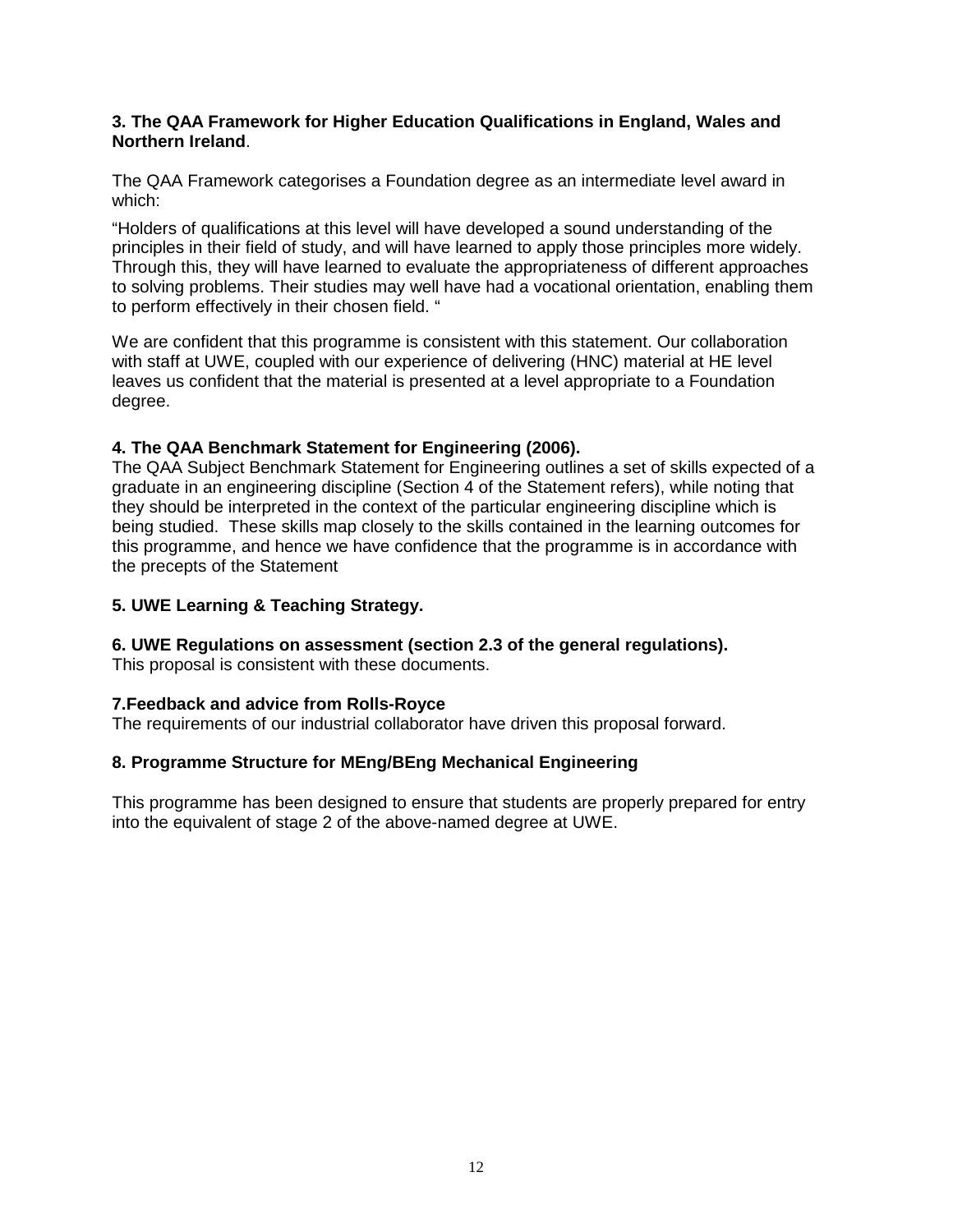**3. The QAA Framework for Higher Education Qualifications in England, Wales and Northern Ireland**.

The QAA Framework categorises a Foundation degree as an intermediate level award in which:

“Holders of qualifications at this level will have developed a sound understanding of the principles in their field of study, and will have learned to apply those principles more widely. Through this, they will have learned to evaluate the appropriateness of different approaches to solving problems. Their studies may well have had a vocational orientation, enabling them to perform effectively in their chosen field. “

We are confident that this programme is consistent with this statement. Our collaboration with staff at UWE, coupled with our experience of delivering (HNC) material at HE level leaves us confident that the material is presented at a level appropriate to a Foundation degree.

**4. The QAA Benchmark Statement for Engineering (2006).**

The QAA Subject Benchmark Statement for Engineering outlines a set of skills expected of a graduate in an engineering discipline (Section 4 of the Statement refers), while noting that they should be interpreted in the context of the particular engineering discipline which is being studied. These skills map closely to the skills contained in the learning outcomes for this programme, and hence we have confidence that the programme is in accordance with the precepts of the Statement

**5. UWE Learning & Teaching Strategy.**

**6. UWE Regulations on assessment (section 2.3 of the general regulations).**

This proposal is consistent with these documents.

**7.Feedback and advice from Rolls-Royce**

The requirements of our industrial collaborator have driven this proposal forward.

**8. Programme Structure for MEng/BEng Mechanical Engineering**

This programme has been designed to ensure that students are properly prepared for entry into the equivalent of stage 2 of the above-named degree at UWE.